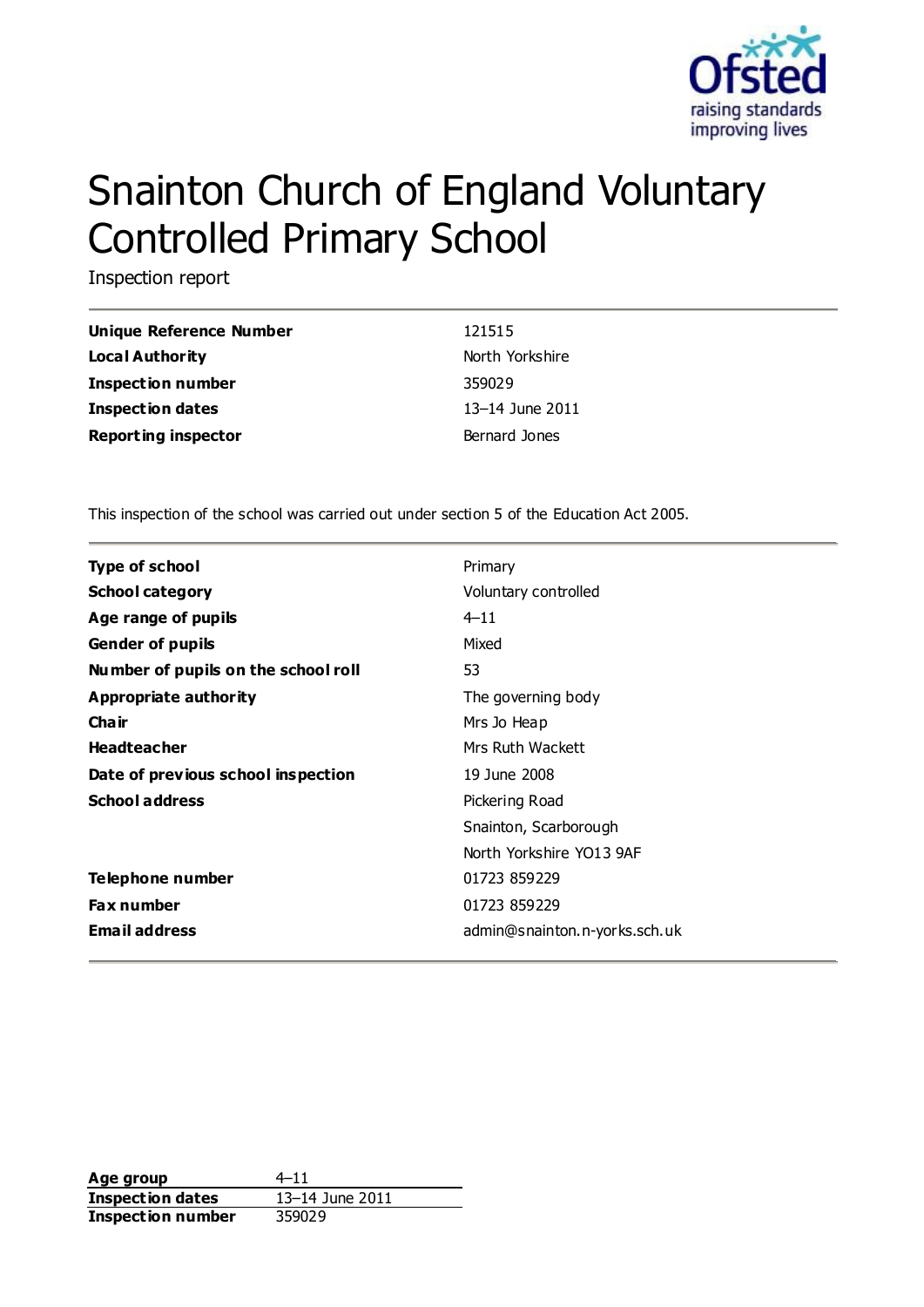Ofsted
raising standards
improving lives

# Snainton Church of England Voluntary Controlled Primary School

Inspection report

| | |
|---|---|
| **Unique Reference Number** | 121515 |
| **Local Authority** | North Yorkshire |
| **Inspection number** | 359029 |
| **Inspection dates** | 13–14 June 2011 |
| **Reporting inspector** | Bernard Jones |

This inspection of the school was carried out under section 5 of the Education Act 2005.

| | |
|---|---|
| **Type of school** | Primary |
| **School category** | Voluntary controlled |
| **Age range of pupils** | 4–11 |
| **Gender of pupils** | Mixed |
| **Number of pupils on the school roll** | 53 |
| **Appropriate authority** | The governing body |
| **Chair** | Mrs Jo Heap |
| **Headteacher** | Mrs Ruth Wackett |
| **Date of previous school inspection** | 19 June 2008 |
| **School address** | Pickering Road<br>Snainton, Scarborough<br>North Yorkshire YO13 9AF |
| **Telephone number** | 01723 859229 |
| **Fax number** | 01723 859229 |
| **Email address** | admin@snainton.n-yorks.sch.uk |

| | |
|---|---|
| **Age group** | 4–11 |
| **Inspection dates** | 13–14 June 2011 |
| **Inspection number** | 359029 |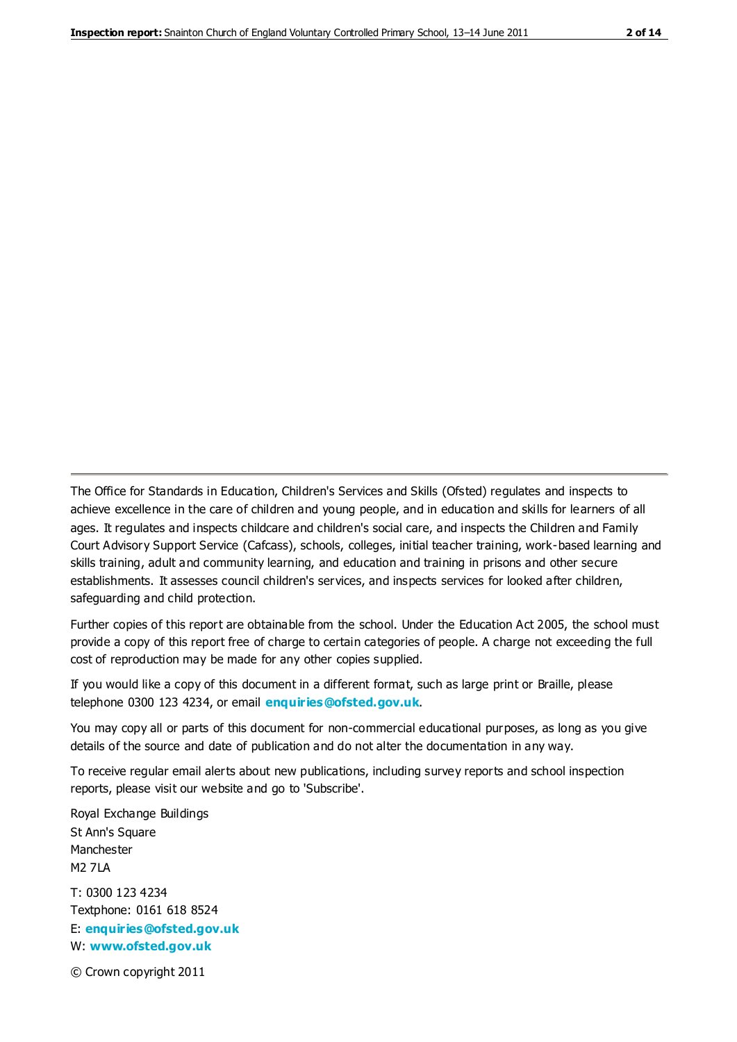The Office for Standards in Education, Children's Services and Skills (Ofsted) regulates and inspects to achieve excellence in the care of children and young people, and in education and skills for learners of all ages. It regulates and inspects childcare and children's social care, and inspects the Children and Family Court Advisory Support Service (Cafcass), schools, colleges, initial teacher training, work-based learning and skills training, adult and community learning, and education and training in prisons and other secure establishments. It assesses council children's services, and inspects services for looked after children, safeguarding and child protection.

Further copies of this report are obtainable from the school. Under the Education Act 2005, the school must provide a copy of this report free of charge to certain categories of people. A charge not exceeding the full cost of reproduction may be made for any other copies supplied.

If you would like a copy of this document in a different format, such as large print or Braille, please telephone 0300 123 4234, or email **enquiries@ofsted.gov.uk**.

You may copy all or parts of this document for non-commercial educational purposes, as long as you give details of the source and date of publication and do not alter the documentation in any way.

To receive regular email alerts about new publications, including survey reports and school inspection reports, please visit our website and go to 'Subscribe'.

Royal Exchange Buildings
St Ann's Square
Manchester
M2 7LA

T: 0300 123 4234
Textphone: 0161 618 8524
E: **enquiries@ofsted.gov.uk**
W: **www.ofsted.gov.uk**

© Crown copyright 2011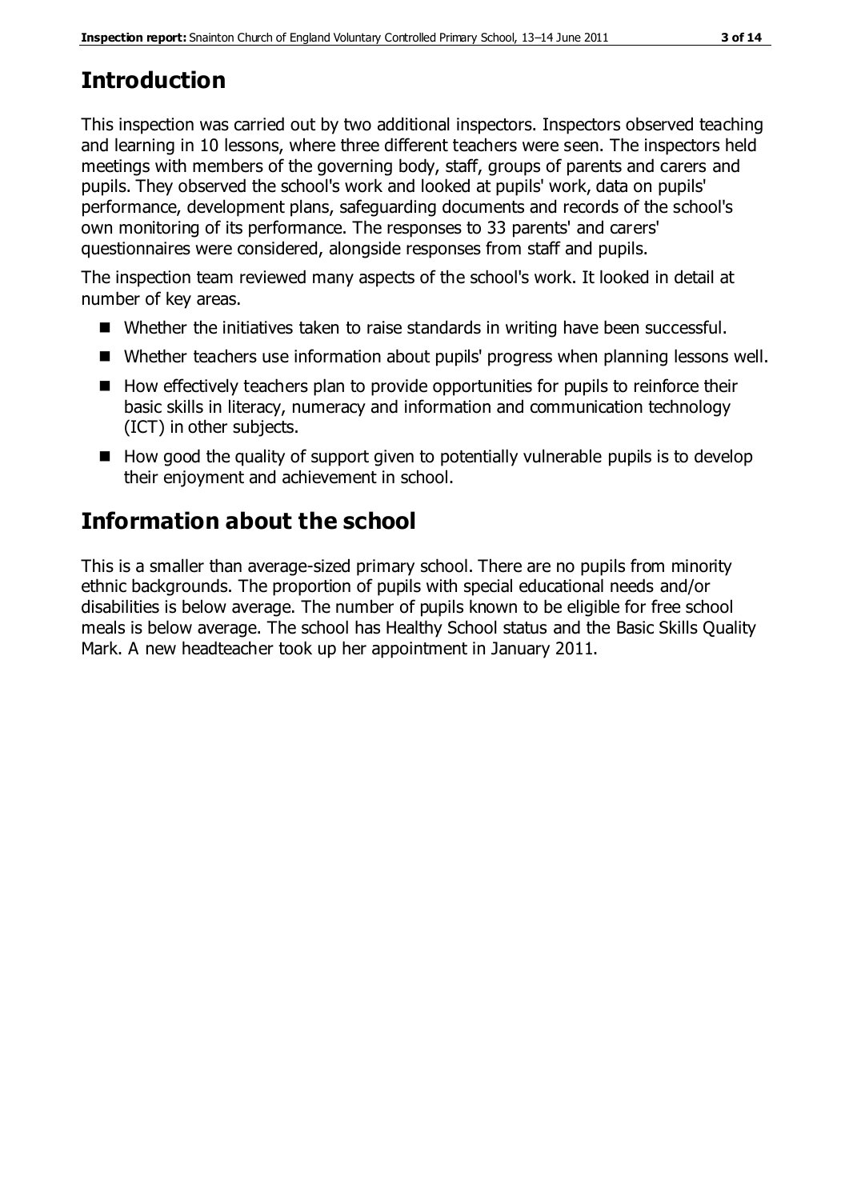## Introduction

This inspection was carried out by two additional inspectors. Inspectors observed teaching and learning in 10 lessons, where three different teachers were seen. The inspectors held meetings with members of the governing body, staff, groups of parents and carers and pupils. They observed the school's work and looked at pupils' work, data on pupils' performance, development plans, safeguarding documents and records of the school's own monitoring of its performance. The responses to 33 parents' and carers' questionnaires were considered, alongside responses from staff and pupils.

The inspection team reviewed many aspects of the school's work. It looked in detail at number of key areas.

- Whether the initiatives taken to raise standards in writing have been successful.
- Whether teachers use information about pupils' progress when planning lessons well.
- How effectively teachers plan to provide opportunities for pupils to reinforce their basic skills in literacy, numeracy and information and communication technology (ICT) in other subjects.
- How good the quality of support given to potentially vulnerable pupils is to develop their enjoyment and achievement in school.

## Information about the school

This is a smaller than average-sized primary school. There are no pupils from minority ethnic backgrounds. The proportion of pupils with special educational needs and/or disabilities is below average. The number of pupils known to be eligible for free school meals is below average. The school has Healthy School status and the Basic Skills Quality Mark. A new headteacher took up her appointment in January 2011.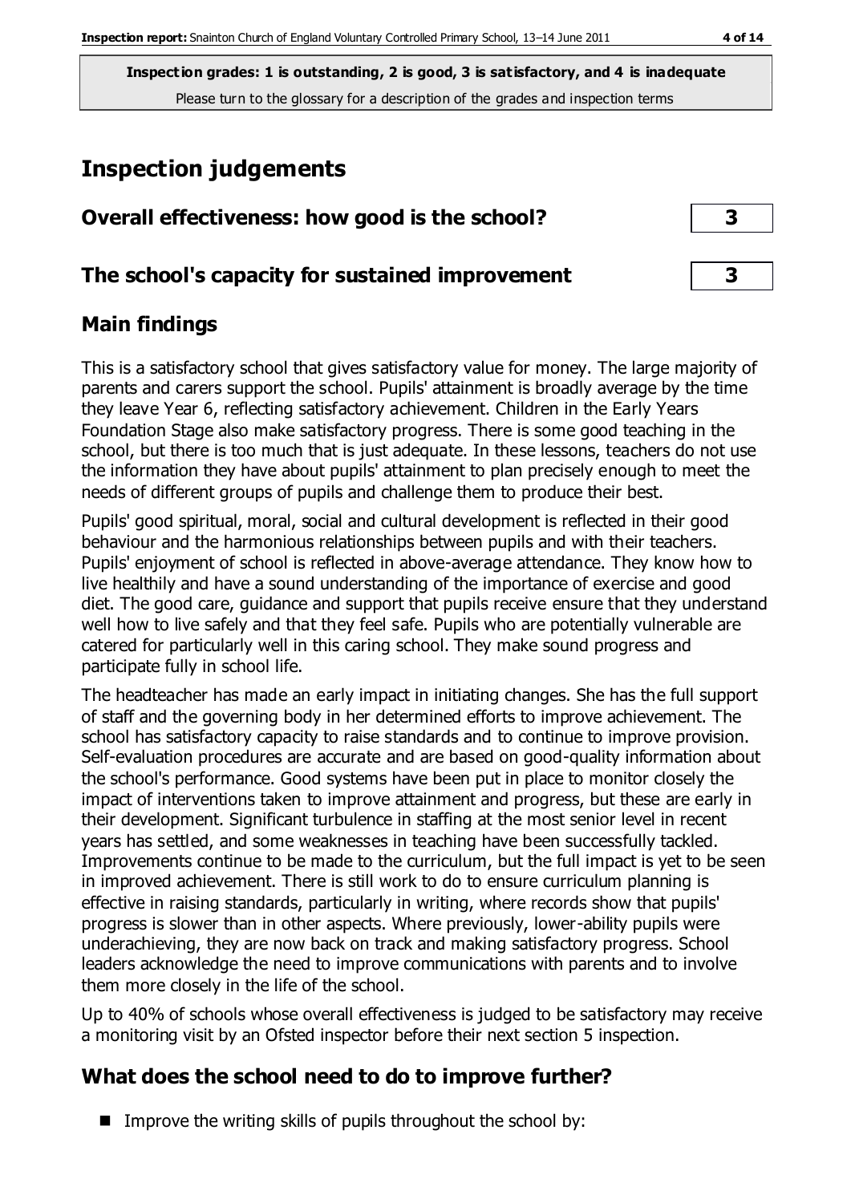**Inspection grades: 1 is outstanding, 2 is good, 3 is satisfactory, and 4 is inadequate**
Please turn to the glossary for a description of the grades and inspection terms

# Inspection judgements

| | |
|---|---|
| **Overall effectiveness: how good is the school?** | **3** |
| **The school's capacity for sustained improvement** | **3** |

## Main findings

This is a satisfactory school that gives satisfactory value for money. The large majority of parents and carers support the school. Pupils' attainment is broadly average by the time they leave Year 6, reflecting satisfactory achievement. Children in the Early Years Foundation Stage also make satisfactory progress. There is some good teaching in the school, but there is too much that is just adequate. In these lessons, teachers do not use the information they have about pupils' attainment to plan precisely enough to meet the needs of different groups of pupils and challenge them to produce their best.

Pupils' good spiritual, moral, social and cultural development is reflected in their good behaviour and the harmonious relationships between pupils and with their teachers. Pupils' enjoyment of school is reflected in above-average attendance. They know how to live healthily and have a sound understanding of the importance of exercise and good diet. The good care, guidance and support that pupils receive ensure that they understand well how to live safely and that they feel safe. Pupils who are potentially vulnerable are catered for particularly well in this caring school. They make sound progress and participate fully in school life.

The headteacher has made an early impact in initiating changes. She has the full support of staff and the governing body in her determined efforts to improve achievement. The school has satisfactory capacity to raise standards and to continue to improve provision. Self-evaluation procedures are accurate and are based on good-quality information about the school's performance. Good systems have been put in place to monitor closely the impact of interventions taken to improve attainment and progress, but these are early in their development. Significant turbulence in staffing at the most senior level in recent years has settled, and some weaknesses in teaching have been successfully tackled. Improvements continue to be made to the curriculum, but the full impact is yet to be seen in improved achievement. There is still work to do to ensure curriculum planning is effective in raising standards, particularly in writing, where records show that pupils' progress is slower than in other aspects. Where previously, lower-ability pupils were underachieving, they are now back on track and making satisfactory progress. School leaders acknowledge the need to improve communications with parents and to involve them more closely in the life of the school.

Up to 40% of schools whose overall effectiveness is judged to be satisfactory may receive a monitoring visit by an Ofsted inspector before their next section 5 inspection.

## What does the school need to do to improve further?

- Improve the writing skills of pupils throughout the school by: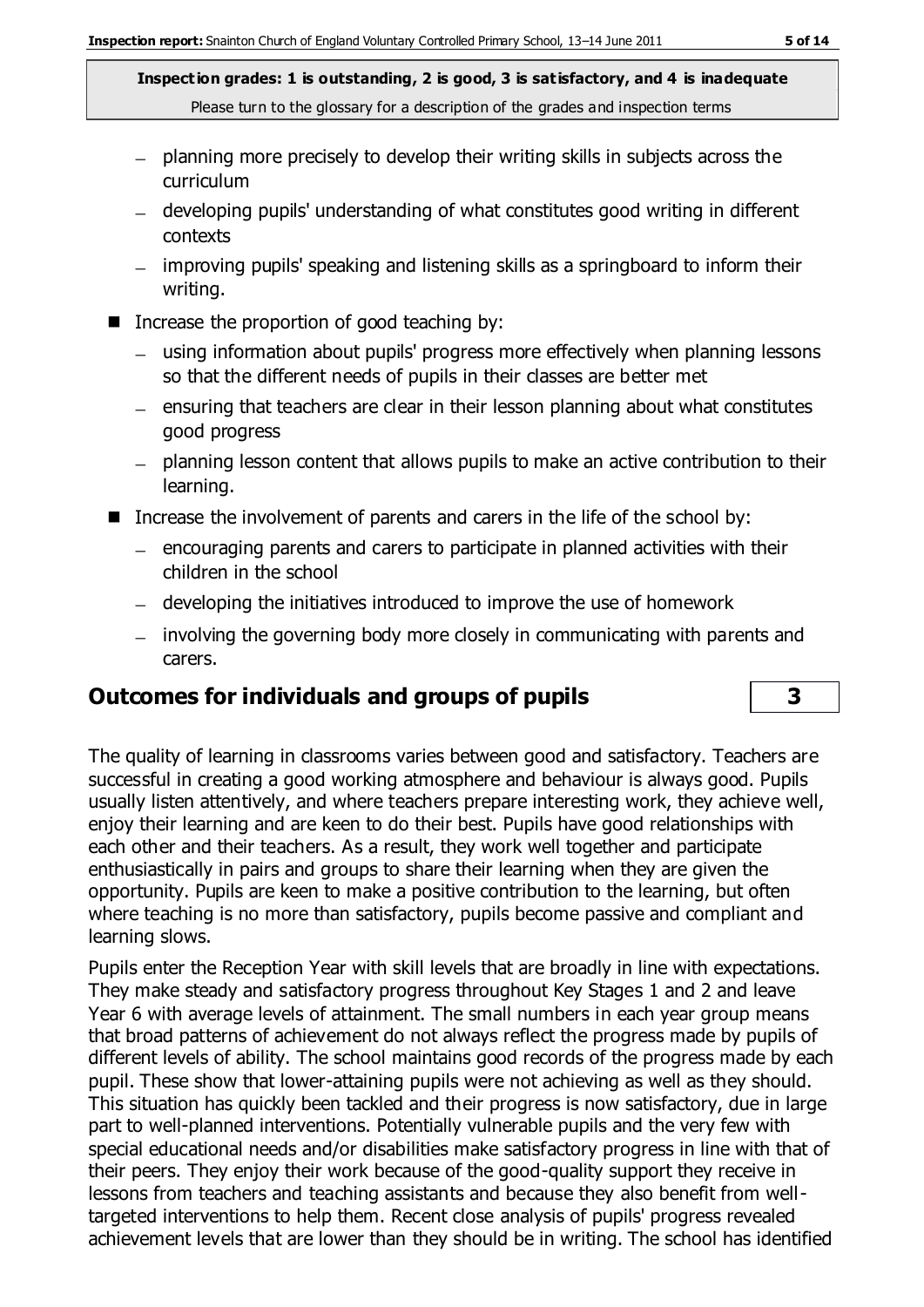- planning more precisely to develop their writing skills in subjects across the curriculum
    - developing pupils' understanding of what constitutes good writing in different contexts
    - improving pupils' speaking and listening skills as a springboard to inform their writing.
- Increase the proportion of good teaching by:
    - using information about pupils' progress more effectively when planning lessons so that the different needs of pupils in their classes are better met
    - ensuring that teachers are clear in their lesson planning about what constitutes good progress
    - planning lesson content that allows pupils to make an active contribution to their learning.
- Increase the involvement of parents and carers in the life of the school by:
    - encouraging parents and carers to participate in planned activities with their children in the school
    - developing the initiatives introduced to improve the use of homework
    - involving the governing body more closely in communicating with parents and carers.

## Outcomes for individuals and groups of pupils **3**

The quality of learning in classrooms varies between good and satisfactory. Teachers are successful in creating a good working atmosphere and behaviour is always good. Pupils usually listen attentively, and where teachers prepare interesting work, they achieve well, enjoy their learning and are keen to do their best. Pupils have good relationships with each other and their teachers. As a result, they work well together and participate enthusiastically in pairs and groups to share their learning when they are given the opportunity. Pupils are keen to make a positive contribution to the learning, but often where teaching is no more than satisfactory, pupils become passive and compliant and learning slows.

Pupils enter the Reception Year with skill levels that are broadly in line with expectations. They make steady and satisfactory progress throughout Key Stages 1 and 2 and leave Year 6 with average levels of attainment. The small numbers in each year group means that broad patterns of achievement do not always reflect the progress made by pupils of different levels of ability. The school maintains good records of the progress made by each pupil. These show that lower-attaining pupils were not achieving as well as they should. This situation has quickly been tackled and their progress is now satisfactory, due in large part to well-planned interventions. Potentially vulnerable pupils and the very few with special educational needs and/or disabilities make satisfactory progress in line with that of their peers. They enjoy their work because of the good-quality support they receive in lessons from teachers and teaching assistants and because they also benefit from well-targeted interventions to help them. Recent close analysis of pupils' progress revealed achievement levels that are lower than they should be in writing. The school has identified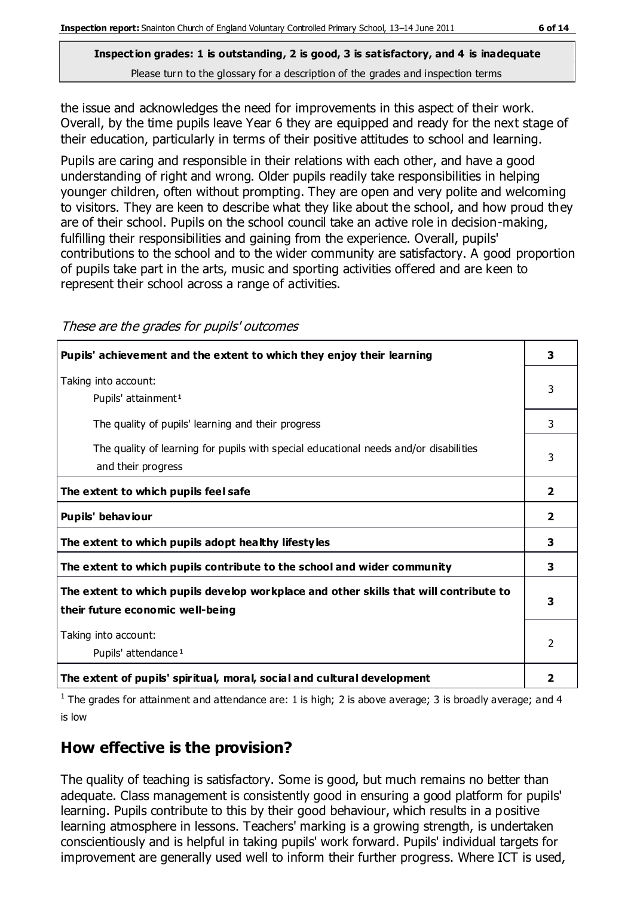**Inspection grades: 1 is outstanding, 2 is good, 3 is satisfactory, and 4 is inadequate**
Please turn to the glossary for a description of the grades and inspection terms

the issue and acknowledges the need for improvements in this aspect of their work. Overall, by the time pupils leave Year 6 they are equipped and ready for the next stage of their education, particularly in terms of their positive attitudes to school and learning.

Pupils are caring and responsible in their relations with each other, and have a good understanding of right and wrong. Older pupils readily take responsibilities in helping younger children, often without prompting. They are open and very polite and welcoming to visitors. They are keen to describe what they like about the school, and how proud they are of their school. Pupils on the school council take an active role in decision-making, fulfilling their responsibilities and gaining from the experience. Overall, pupils' contributions to the school and to the wider community are satisfactory. A good proportion of pupils take part in the arts, music and sporting activities offered and are keen to represent their school across a range of activities.

*These are the grades for pupils' outcomes*

| | |
|---|---|
| **Pupils' achievement and the extent to which they enjoy their learning** | **3** |
| Taking into account: Pupils' attainment[1] | 3 |
| The quality of pupils' learning and their progress | 3 |
| The quality of learning for pupils with special educational needs and/or disabilities and their progress | 3 |
| **The extent to which pupils feel safe** | **2** |
| **Pupils' behaviour** | **2** |
| **The extent to which pupils adopt healthy lifestyles** | **3** |
| **The extent to which pupils contribute to the school and wider community** | **3** |
| **The extent to which pupils develop workplace and other skills that will contribute to their future economic well-being** | **3** |
| Taking into account: Pupils' attendance[1] | 2 |
| **The extent of pupils' spiritual, moral, social and cultural development** | **2** |

[1] The grades for attainment and attendance are: 1 is high; 2 is above average; 3 is broadly average; and 4 is low

## How effective is the provision?

The quality of teaching is satisfactory. Some is good, but much remains no better than adequate. Class management is consistently good in ensuring a good platform for pupils' learning. Pupils contribute to this by their good behaviour, which results in a positive learning atmosphere in lessons. Teachers' marking is a growing strength, is undertaken conscientiously and is helpful in taking pupils' work forward. Pupils' individual targets for improvement are generally used well to inform their further progress. Where ICT is used,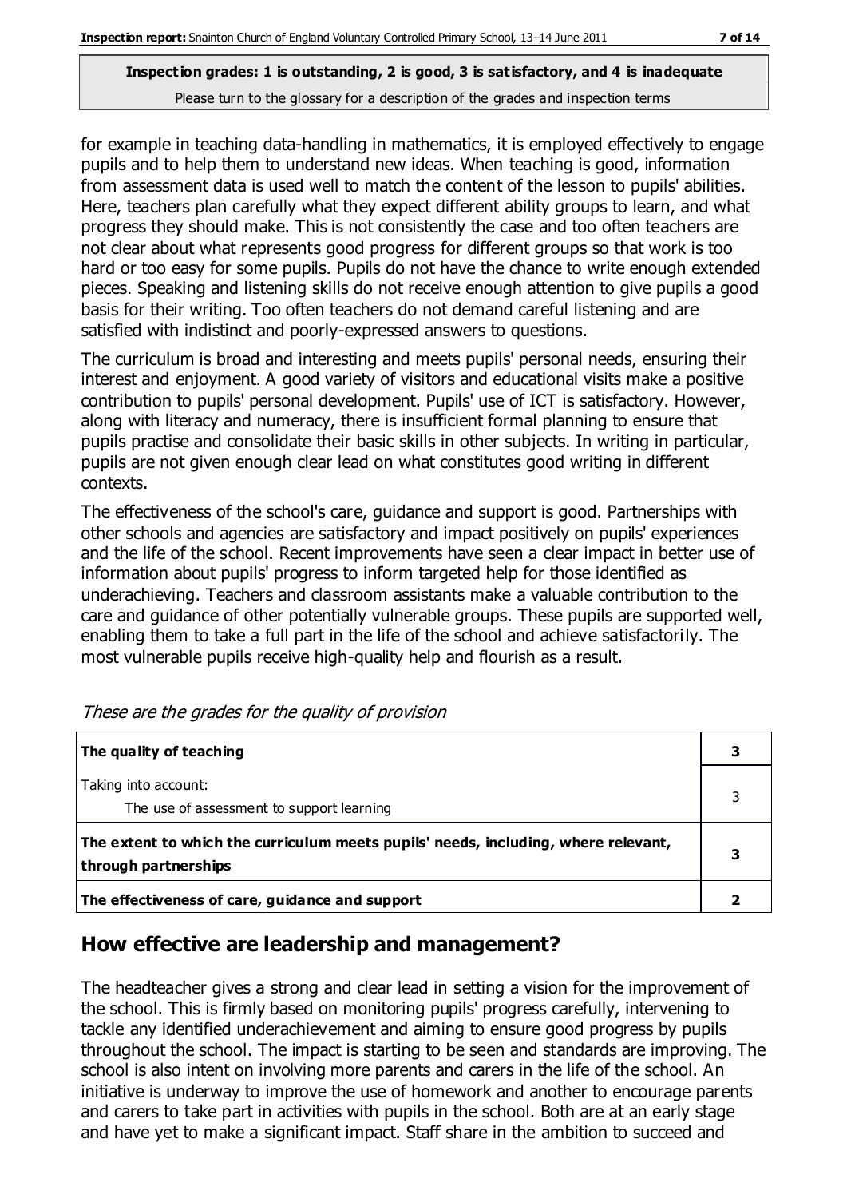for example in teaching data-handling in mathematics, it is employed effectively to engage pupils and to help them to understand new ideas. When teaching is good, information from assessment data is used well to match the content of the lesson to pupils' abilities. Here, teachers plan carefully what they expect different ability groups to learn, and what progress they should make. This is not consistently the case and too often teachers are not clear about what represents good progress for different groups so that work is too hard or too easy for some pupils. Pupils do not have the chance to write enough extended pieces. Speaking and listening skills do not receive enough attention to give pupils a good basis for their writing. Too often teachers do not demand careful listening and are satisfied with indistinct and poorly-expressed answers to questions.

The curriculum is broad and interesting and meets pupils' personal needs, ensuring their interest and enjoyment. A good variety of visitors and educational visits make a positive contribution to pupils' personal development. Pupils' use of ICT is satisfactory. However, along with literacy and numeracy, there is insufficient formal planning to ensure that pupils practise and consolidate their basic skills in other subjects. In writing in particular, pupils are not given enough clear lead on what constitutes good writing in different contexts.

The effectiveness of the school's care, guidance and support is good. Partnerships with other schools and agencies are satisfactory and impact positively on pupils' experiences and the life of the school. Recent improvements have seen a clear impact in better use of information about pupils' progress to inform targeted help for those identified as underachieving. Teachers and classroom assistants make a valuable contribution to the care and guidance of other potentially vulnerable groups. These pupils are supported well, enabling them to take a full part in the life of the school and achieve satisfactorily. The most vulnerable pupils receive high-quality help and flourish as a result.

*These are the grades for the quality of provision*

| | |
|---|---|
| **The quality of teaching** | **3** |
| Taking into account:<br>The use of assessment to support learning | 3 |
| **The extent to which the curriculum meets pupils' needs, including, where relevant, through partnerships** | **3** |
| **The effectiveness of care, guidance and support** | **2** |

## How effective are leadership and management?

The headteacher gives a strong and clear lead in setting a vision for the improvement of the school. This is firmly based on monitoring pupils' progress carefully, intervening to tackle any identified underachievement and aiming to ensure good progress by pupils throughout the school. The impact is starting to be seen and standards are improving. The school is also intent on involving more parents and carers in the life of the school. An initiative is underway to improve the use of homework and another to encourage parents and carers to take part in activities with pupils in the school. Both are at an early stage and have yet to make a significant impact. Staff share in the ambition to succeed and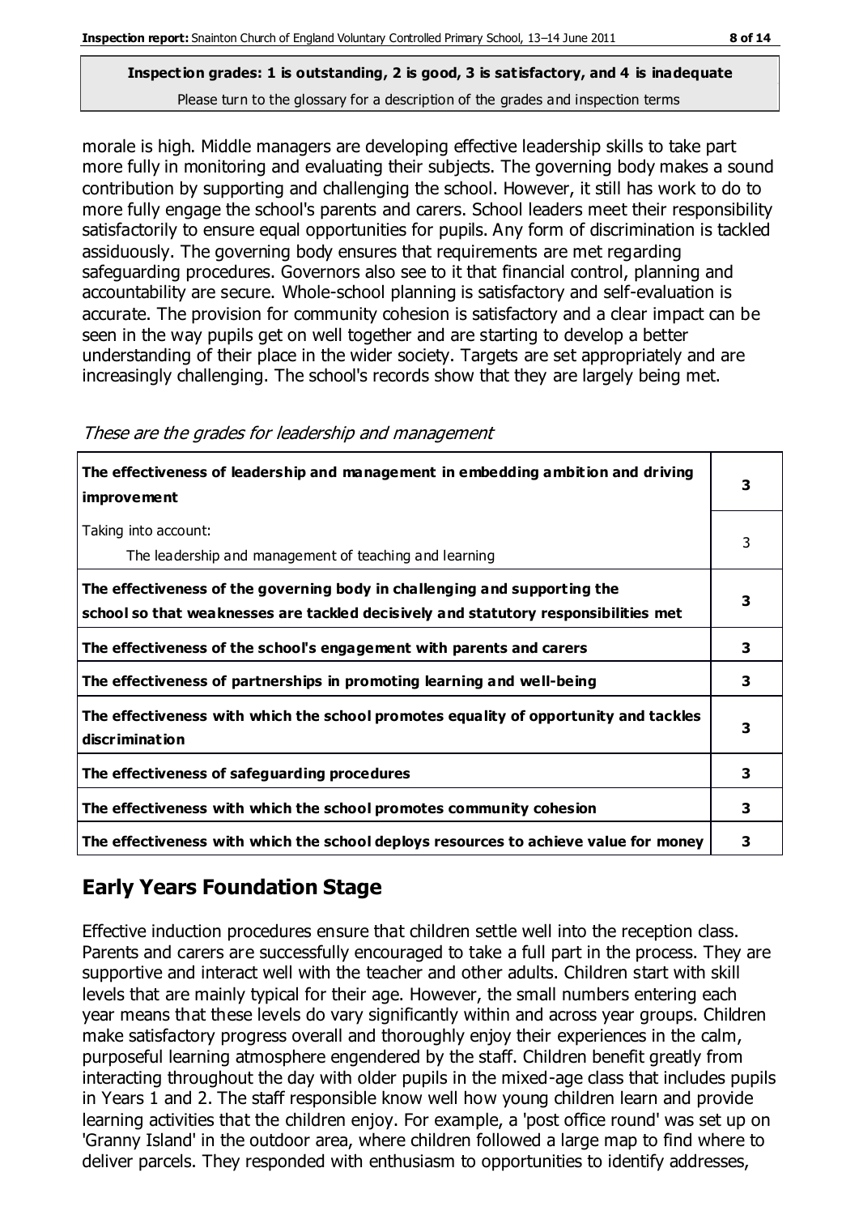**Inspection grades: 1 is outstanding, 2 is good, 3 is satisfactory, and 4 is inadequate**
Please turn to the glossary for a description of the grades and inspection terms

morale is high. Middle managers are developing effective leadership skills to take part more fully in monitoring and evaluating their subjects. The governing body makes a sound contribution by supporting and challenging the school. However, it still has work to do to more fully engage the school's parents and carers. School leaders meet their responsibility satisfactorily to ensure equal opportunities for pupils. Any form of discrimination is tackled assiduously. The governing body ensures that requirements are met regarding safeguarding procedures. Governors also see to it that financial control, planning and accountability are secure. Whole-school planning is satisfactory and self-evaluation is accurate. The provision for community cohesion is satisfactory and a clear impact can be seen in the way pupils get on well together and are starting to develop a better understanding of their place in the wider society. Targets are set appropriately and are increasingly challenging. The school's records show that they are largely being met.

*These are the grades for leadership and management*

| | |
|---|---|
| **The effectiveness of leadership and management in embedding ambition and driving improvement** | **3** |
| Taking into account:<br>The leadership and management of teaching and learning | 3 |
| **The effectiveness of the governing body in challenging and supporting the school so that weaknesses are tackled decisively and statutory responsibilities met** | **3** |
| **The effectiveness of the school's engagement with parents and carers** | **3** |
| **The effectiveness of partnerships in promoting learning and well-being** | **3** |
| **The effectiveness with which the school promotes equality of opportunity and tackles discrimination** | **3** |
| **The effectiveness of safeguarding procedures** | **3** |
| **The effectiveness with which the school promotes community cohesion** | **3** |
| **The effectiveness with which the school deploys resources to achieve value for money** | **3** |

## Early Years Foundation Stage

Effective induction procedures ensure that children settle well into the reception class. Parents and carers are successfully encouraged to take a full part in the process. They are supportive and interact well with the teacher and other adults. Children start with skill levels that are mainly typical for their age. However, the small numbers entering each year means that these levels do vary significantly within and across year groups. Children make satisfactory progress overall and thoroughly enjoy their experiences in the calm, purposeful learning atmosphere engendered by the staff. Children benefit greatly from interacting throughout the day with older pupils in the mixed-age class that includes pupils in Years 1 and 2. The staff responsible know well how young children learn and provide learning activities that the children enjoy. For example, a 'post office round' was set up on 'Granny Island' in the outdoor area, where children followed a large map to find where to deliver parcels. They responded with enthusiasm to opportunities to identify addresses,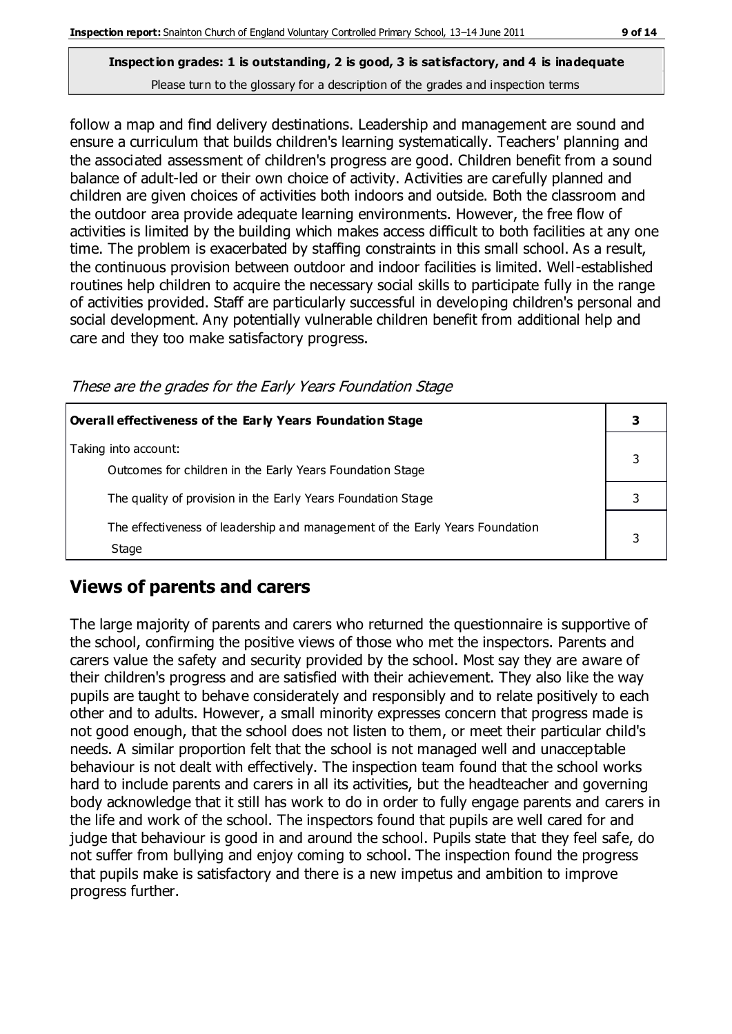follow a map and find delivery destinations. Leadership and management are sound and ensure a curriculum that builds children's learning systematically. Teachers' planning and the associated assessment of children's progress are good. Children benefit from a sound balance of adult-led or their own choice of activity. Activities are carefully planned and children are given choices of activities both indoors and outside. Both the classroom and the outdoor area provide adequate learning environments. However, the free flow of activities is limited by the building which makes access difficult to both facilities at any one time. The problem is exacerbated by staffing constraints in this small school. As a result, the continuous provision between outdoor and indoor facilities is limited. Well-established routines help children to acquire the necessary social skills to participate fully in the range of activities provided. Staff are particularly successful in developing children's personal and social development. Any potentially vulnerable children benefit from additional help and care and they too make satisfactory progress.

*These are the grades for the Early Years Foundation Stage*

| **Overall effectiveness of the Early Years Foundation Stage** | **3** |
|---|---|
| Taking into account:<br>Outcomes for children in the Early Years Foundation Stage | 3 |
| The quality of provision in the Early Years Foundation Stage | 3 |
| The effectiveness of leadership and management of the Early Years Foundation Stage | 3 |

## Views of parents and carers

The large majority of parents and carers who returned the questionnaire is supportive of the school, confirming the positive views of those who met the inspectors. Parents and carers value the safety and security provided by the school. Most say they are aware of their children's progress and are satisfied with their achievement. They also like the way pupils are taught to behave considerately and responsibly and to relate positively to each other and to adults. However, a small minority expresses concern that progress made is not good enough, that the school does not listen to them, or meet their particular child's needs. A similar proportion felt that the school is not managed well and unacceptable behaviour is not dealt with effectively. The inspection team found that the school works hard to include parents and carers in all its activities, but the headteacher and governing body acknowledge that it still has work to do in order to fully engage parents and carers in the life and work of the school. The inspectors found that pupils are well cared for and judge that behaviour is good in and around the school. Pupils state that they feel safe, do not suffer from bullying and enjoy coming to school. The inspection found the progress that pupils make is satisfactory and there is a new impetus and ambition to improve progress further.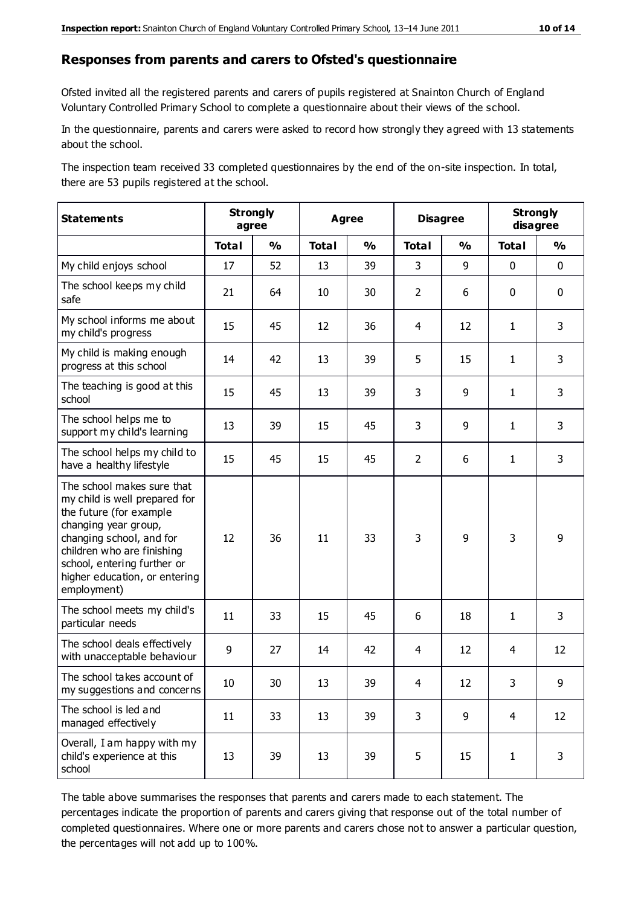## Responses from parents and carers to Ofsted's questionnaire

Ofsted invited all the registered parents and carers of pupils registered at Snainton Church of England Voluntary Controlled Primary School to complete a questionnaire about their views of the school.

In the questionnaire, parents and carers were asked to record how strongly they agreed with 13 statements about the school.

The inspection team received 33 completed questionnaires by the end of the on-site inspection. In total, there are 53 pupils registered at the school.

| Statements | Strongly agree | | Agree | | Disagree | | Strongly disagree | |
|---|---|---|---|---|---|---|---|---|
| | Total | % | Total | % | Total | % | Total | % |
| My child enjoys school | 17 | 52 | 13 | 39 | 3 | 9 | 0 | 0 |
| The school keeps my child safe | 21 | 64 | 10 | 30 | 2 | 6 | 0 | 0 |
| My school informs me about my child's progress | 15 | 45 | 12 | 36 | 4 | 12 | 1 | 3 |
| My child is making enough progress at this school | 14 | 42 | 13 | 39 | 5 | 15 | 1 | 3 |
| The teaching is good at this school | 15 | 45 | 13 | 39 | 3 | 9 | 1 | 3 |
| The school helps me to support my child's learning | 13 | 39 | 15 | 45 | 3 | 9 | 1 | 3 |
| The school helps my child to have a healthy lifestyle | 15 | 45 | 15 | 45 | 2 | 6 | 1 | 3 |
| The school makes sure that my child is well prepared for the future (for example changing year group, changing school, and for children who are finishing school, entering further or higher education, or entering employment) | 12 | 36 | 11 | 33 | 3 | 9 | 3 | 9 |
| The school meets my child's particular needs | 11 | 33 | 15 | 45 | 6 | 18 | 1 | 3 |
| The school deals effectively with unacceptable behaviour | 9 | 27 | 14 | 42 | 4 | 12 | 4 | 12 |
| The school takes account of my suggestions and concerns | 10 | 30 | 13 | 39 | 4 | 12 | 3 | 9 |
| The school is led and managed effectively | 11 | 33 | 13 | 39 | 3 | 9 | 4 | 12 |
| Overall, I am happy with my child's experience at this school | 13 | 39 | 13 | 39 | 5 | 15 | 1 | 3 |

The table above summarises the responses that parents and carers made to each statement. The percentages indicate the proportion of parents and carers giving that response out of the total number of completed questionnaires. Where one or more parents and carers chose not to answer a particular question, the percentages will not add up to 100%.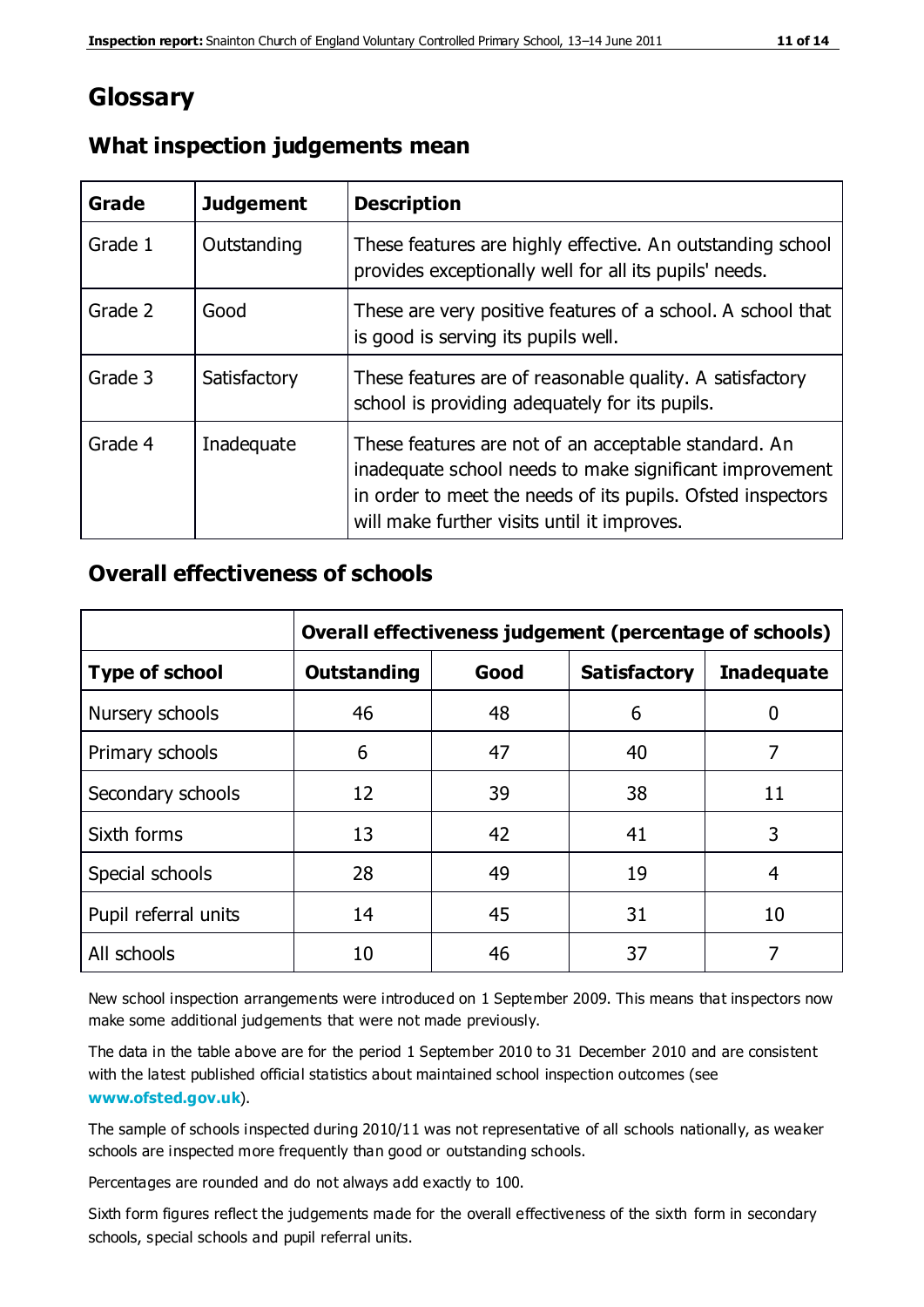# Glossary

## What inspection judgements mean

| Grade | Judgement | Description |
|---|---|---|
| Grade 1 | Outstanding | These features are highly effective. An outstanding school provides exceptionally well for all its pupils' needs. |
| Grade 2 | Good | These are very positive features of a school. A school that is good is serving its pupils well. |
| Grade 3 | Satisfactory | These features are of reasonable quality. A satisfactory school is providing adequately for its pupils. |
| Grade 4 | Inadequate | These features are not of an acceptable standard. An inadequate school needs to make significant improvement in order to meet the needs of its pupils. Ofsted inspectors will make further visits until it improves. |

## Overall effectiveness of schools

| | Overall effectiveness judgement (percentage of schools) | | | |
|---|---|---|---|---|
| **Type of school** | **Outstanding** | **Good** | **Satisfactory** | **Inadequate** |
| Nursery schools | 46 | 48 | 6 | 0 |
| Primary schools | 6 | 47 | 40 | 7 |
| Secondary schools | 12 | 39 | 38 | 11 |
| Sixth forms | 13 | 42 | 41 | 3 |
| Special schools | 28 | 49 | 19 | 4 |
| Pupil referral units | 14 | 45 | 31 | 10 |
| All schools | 10 | 46 | 37 | 7 |

New school inspection arrangements were introduced on 1 September 2009. This means that inspectors now make some additional judgements that were not made previously.

The data in the table above are for the period 1 September 2010 to 31 December 2010 and are consistent with the latest published official statistics about maintained school inspection outcomes (see **www.ofsted.gov.uk**).

The sample of schools inspected during 2010/11 was not representative of all schools nationally, as weaker schools are inspected more frequently than good or outstanding schools.

Percentages are rounded and do not always add exactly to 100.

Sixth form figures reflect the judgements made for the overall effectiveness of the sixth form in secondary schools, special schools and pupil referral units.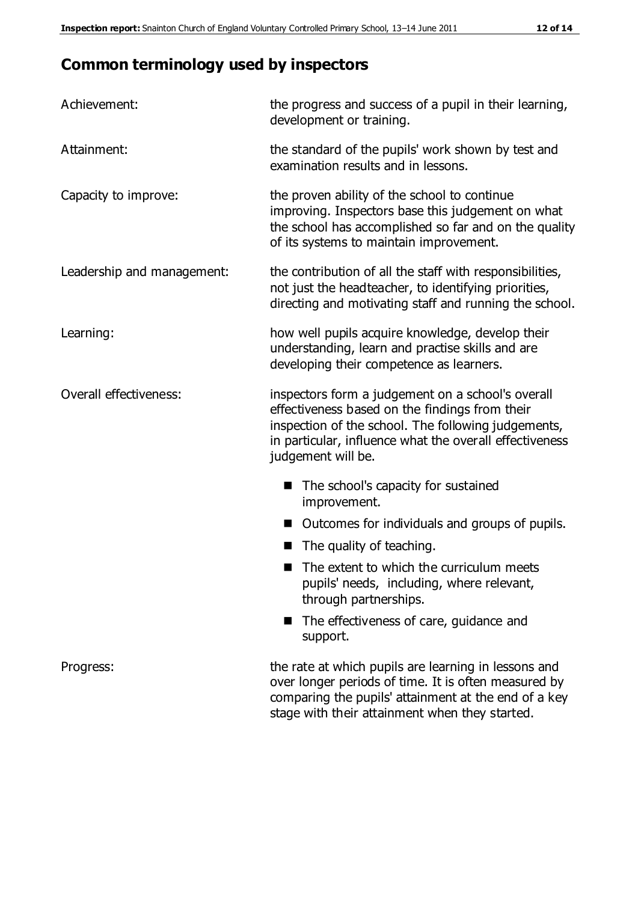## Common terminology used by inspectors

**Achievement:** the progress and success of a pupil in their learning, development or training.

**Attainment:** the standard of the pupils' work shown by test and examination results and in lessons.

**Capacity to improve:** the proven ability of the school to continue improving. Inspectors base this judgement on what the school has accomplished so far and on the quality of its systems to maintain improvement.

**Leadership and management:** the contribution of all the staff with responsibilities, not just the headteacher, to identifying priorities, directing and motivating staff and running the school.

**Learning:** how well pupils acquire knowledge, develop their understanding, learn and practise skills and are developing their competence as learners.

**Overall effectiveness:** inspectors form a judgement on a school's overall effectiveness based on the findings from their inspection of the school. The following judgements, in particular, influence what the overall effectiveness judgement will be.

- The school's capacity for sustained improvement.
- Outcomes for individuals and groups of pupils.
- The quality of teaching.
- The extent to which the curriculum meets pupils' needs, including, where relevant, through partnerships.
- The effectiveness of care, guidance and support.

**Progress:** the rate at which pupils are learning in lessons and over longer periods of time. It is often measured by comparing the pupils' attainment at the end of a key stage with their attainment when they started.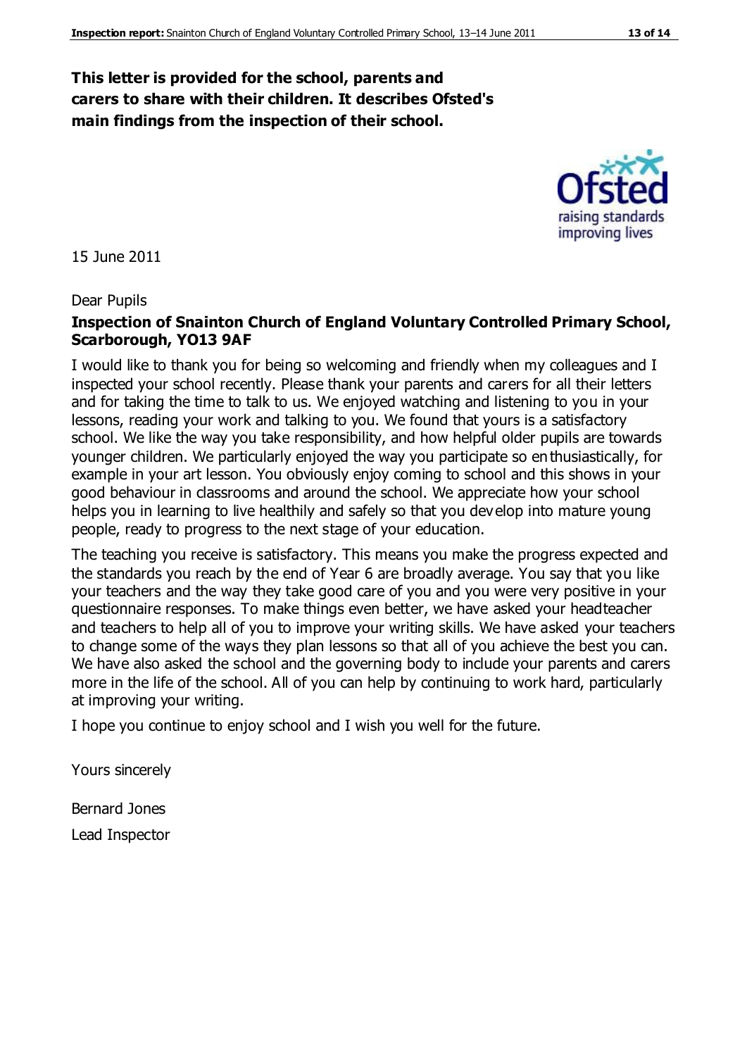**This letter is provided for the school, parents and carers to share with their children. It describes Ofsted's main findings from the inspection of their school.**

15 June 2011

Dear Pupils

**Inspection of Snainton Church of England Voluntary Controlled Primary School, Scarborough, YO13 9AF**

I would like to thank you for being so welcoming and friendly when my colleagues and I inspected your school recently. Please thank your parents and carers for all their letters and for taking the time to talk to us. We enjoyed watching and listening to you in your lessons, reading your work and talking to you. We found that yours is a satisfactory school. We like the way you take responsibility, and how helpful older pupils are towards younger children. We particularly enjoyed the way you participate so enthusiastically, for example in your art lesson. You obviously enjoy coming to school and this shows in your good behaviour in classrooms and around the school. We appreciate how your school helps you in learning to live healthily and safely so that you develop into mature young people, ready to progress to the next stage of your education.

The teaching you receive is satisfactory. This means you make the progress expected and the standards you reach by the end of Year 6 are broadly average. You say that you like your teachers and the way they take good care of you and you were very positive in your questionnaire responses. To make things even better, we have asked your headteacher and teachers to help all of you to improve your writing skills. We have asked your teachers to change some of the ways they plan lessons so that all of you achieve the best you can. We have also asked the school and the governing body to include your parents and carers more in the life of the school. All of you can help by continuing to work hard, particularly at improving your writing.

I hope you continue to enjoy school and I wish you well for the future.

Yours sincerely

Bernard Jones

Lead Inspector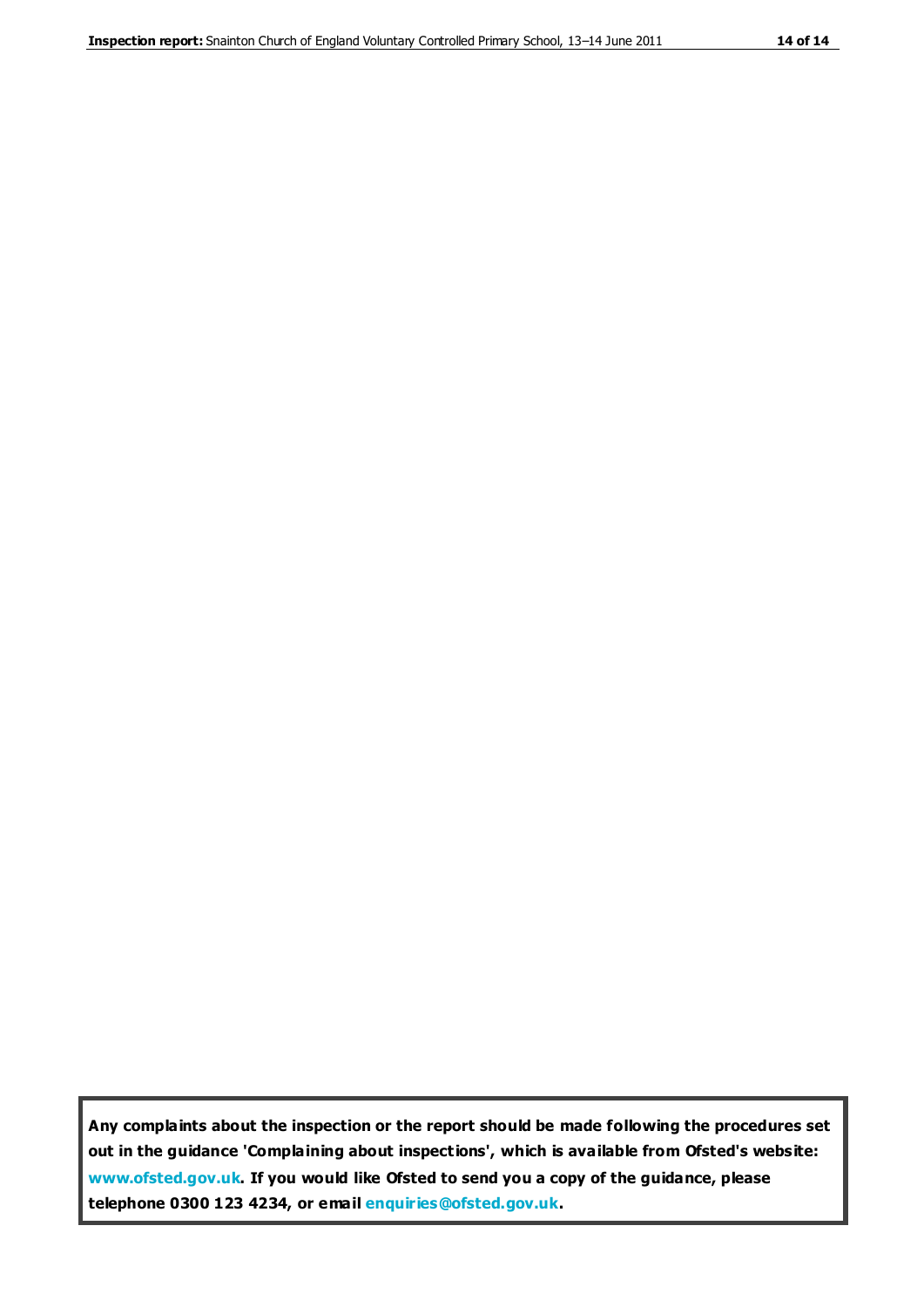**Any complaints about the inspection or the report should be made following the procedures set out in the guidance 'Complaining about inspections', which is available from Ofsted's website: www.ofsted.gov.uk. If you would like Ofsted to send you a copy of the guidance, please telephone 0300 123 4234, or email enquiries@ofsted.gov.uk.**